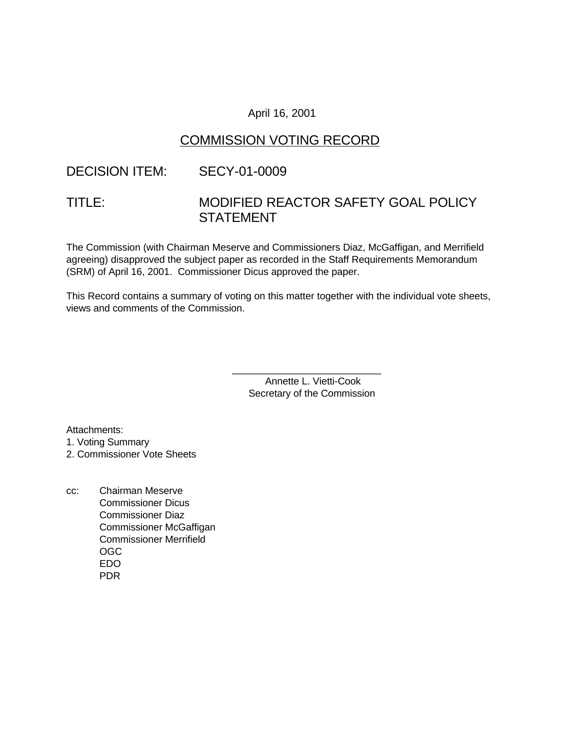April 16, 2001

# COMMISSION VOTING RECORD

## DECISION ITEM: SECY-01-0009

## TITLE: MODIFIED REACTOR SAFETY GOAL POLICY STATEMENT

The Commission (with Chairman Meserve and Commissioners Diaz, McGaffigan, and Merrifield agreeing) disapproved the subject paper as recorded in the Staff Requirements Memorandum (SRM) of April 16, 2001. Commissioner Dicus approved the paper.

This Record contains a summary of voting on this matter together with the individual vote sheets, views and comments of the Commission.

\_\_\_\_\_\_\_\_\_\_\_\_\_\_\_\_\_\_\_\_\_\_\_\_\_\_\_\_
Annette L. Vietti-Cook
Secretary of the Commission

Attachments:
1. Voting Summary
2. Commissioner Vote Sheets

cc: Chairman Meserve
Commissioner Dicus
Commissioner Diaz
Commissioner McGaffigan
Commissioner Merrifield
OGC
EDO
PDR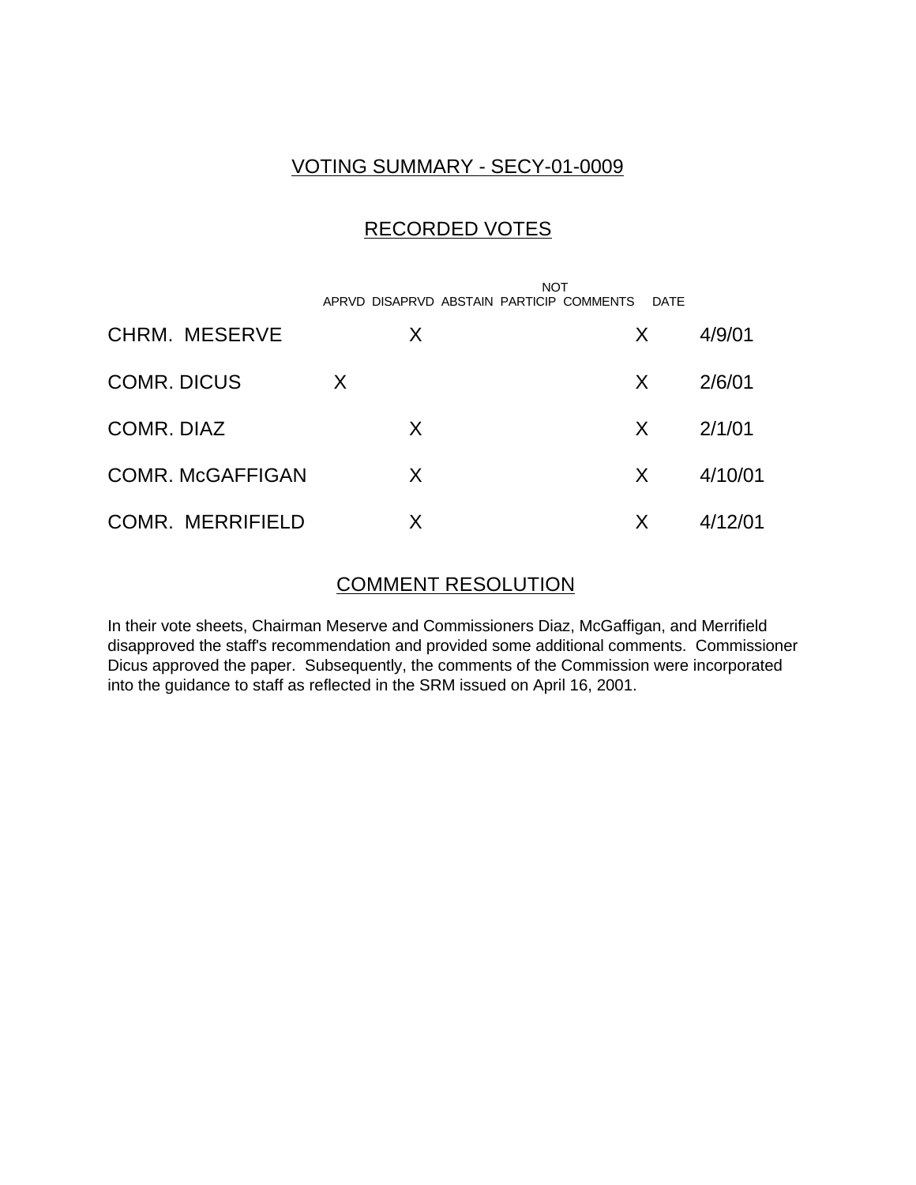## VOTING SUMMARY - SECY-01-0009

## RECORDED VOTES

| | APRVD | DISAPRVD | ABSTAIN | NOT PARTICIP | COMMENTS | DATE |
|---|---|---|---|---|---|---|
| CHRM. MESERVE | | X | | | X | 4/9/01 |
| COMR. DICUS | X | | | | X | 2/6/01 |
| COMR. DIAZ | | X | | | X | 2/1/01 |
| COMR. McGAFFIGAN | | X | | | X | 4/10/01 |
| COMR. MERRIFIELD | | X | | | X | 4/12/01 |

## COMMENT RESOLUTION

In their vote sheets, Chairman Meserve and Commissioners Diaz, McGaffigan, and Merrifield disapproved the staff's recommendation and provided some additional comments. Commissioner Dicus approved the paper. Subsequently, the comments of the Commission were incorporated into the guidance to staff as reflected in the SRM issued on April 16, 2001.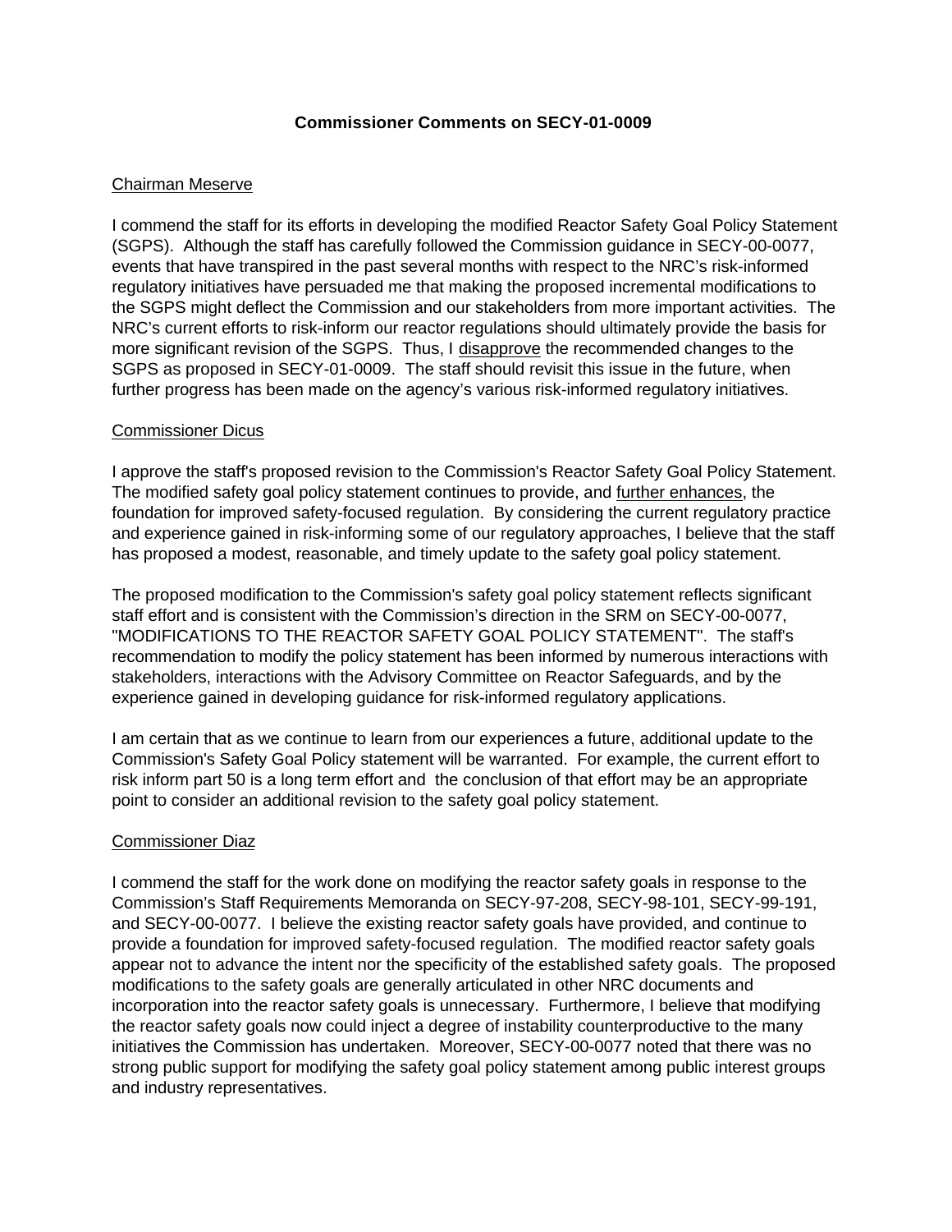# Commissioner Comments on SECY-01-0009

Chairman Meserve

I commend the staff for its efforts in developing the modified Reactor Safety Goal Policy Statement (SGPS). Although the staff has carefully followed the Commission guidance in SECY-00-0077, events that have transpired in the past several months with respect to the NRC's risk-informed regulatory initiatives have persuaded me that making the proposed incremental modifications to the SGPS might deflect the Commission and our stakeholders from more important activities. The NRC's current efforts to risk-inform our reactor regulations should ultimately provide the basis for more significant revision of the SGPS. Thus, I disapprove the recommended changes to the SGPS as proposed in SECY-01-0009. The staff should revisit this issue in the future, when further progress has been made on the agency's various risk-informed regulatory initiatives.

Commissioner Dicus

I approve the staff's proposed revision to the Commission's Reactor Safety Goal Policy Statement. The modified safety goal policy statement continues to provide, and further enhances, the foundation for improved safety-focused regulation. By considering the current regulatory practice and experience gained in risk-informing some of our regulatory approaches, I believe that the staff has proposed a modest, reasonable, and timely update to the safety goal policy statement.

The proposed modification to the Commission's safety goal policy statement reflects significant staff effort and is consistent with the Commission's direction in the SRM on SECY-00-0077, "MODIFICATIONS TO THE REACTOR SAFETY GOAL POLICY STATEMENT". The staff's recommendation to modify the policy statement has been informed by numerous interactions with stakeholders, interactions with the Advisory Committee on Reactor Safeguards, and by the experience gained in developing guidance for risk-informed regulatory applications.

I am certain that as we continue to learn from our experiences a future, additional update to the Commission's Safety Goal Policy statement will be warranted. For example, the current effort to risk inform part 50 is a long term effort and the conclusion of that effort may be an appropriate point to consider an additional revision to the safety goal policy statement.

Commissioner Diaz

I commend the staff for the work done on modifying the reactor safety goals in response to the Commission's Staff Requirements Memoranda on SECY-97-208, SECY-98-101, SECY-99-191, and SECY-00-0077. I believe the existing reactor safety goals have provided, and continue to provide a foundation for improved safety-focused regulation. The modified reactor safety goals appear not to advance the intent nor the specificity of the established safety goals. The proposed modifications to the safety goals are generally articulated in other NRC documents and incorporation into the reactor safety goals is unnecessary. Furthermore, I believe that modifying the reactor safety goals now could inject a degree of instability counterproductive to the many initiatives the Commission has undertaken. Moreover, SECY-00-0077 noted that there was no strong public support for modifying the safety goal policy statement among public interest groups and industry representatives.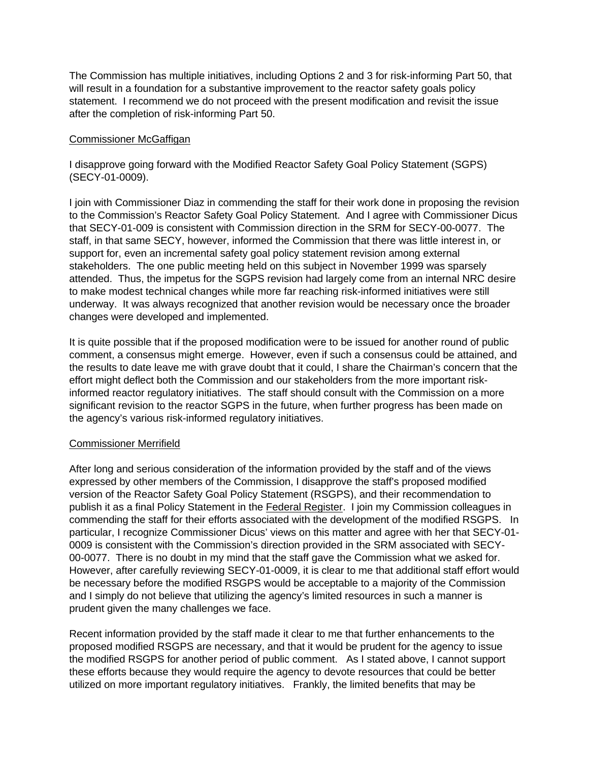The Commission has multiple initiatives, including Options 2 and 3 for risk-informing Part 50, that will result in a foundation for a substantive improvement to the reactor safety goals policy statement. I recommend we do not proceed with the present modification and revisit the issue after the completion of risk-informing Part 50.

Commissioner McGaffigan

I disapprove going forward with the Modified Reactor Safety Goal Policy Statement (SGPS) (SECY-01-0009).

I join with Commissioner Diaz in commending the staff for their work done in proposing the revision to the Commission's Reactor Safety Goal Policy Statement. And I agree with Commissioner Dicus that SECY-01-009 is consistent with Commission direction in the SRM for SECY-00-0077. The staff, in that same SECY, however, informed the Commission that there was little interest in, or support for, even an incremental safety goal policy statement revision among external stakeholders. The one public meeting held on this subject in November 1999 was sparsely attended. Thus, the impetus for the SGPS revision had largely come from an internal NRC desire to make modest technical changes while more far reaching risk-informed initiatives were still underway. It was always recognized that another revision would be necessary once the broader changes were developed and implemented.

It is quite possible that if the proposed modification were to be issued for another round of public comment, a consensus might emerge. However, even if such a consensus could be attained, and the results to date leave me with grave doubt that it could, I share the Chairman's concern that the effort might deflect both the Commission and our stakeholders from the more important risk-informed reactor regulatory initiatives. The staff should consult with the Commission on a more significant revision to the reactor SGPS in the future, when further progress has been made on the agency's various risk-informed regulatory initiatives.

Commissioner Merrifield

After long and serious consideration of the information provided by the staff and of the views expressed by other members of the Commission, I disapprove the staff's proposed modified version of the Reactor Safety Goal Policy Statement (RSGPS), and their recommendation to publish it as a final Policy Statement in the Federal Register. I join my Commission colleagues in commending the staff for their efforts associated with the development of the modified RSGPS. In particular, I recognize Commissioner Dicus' views on this matter and agree with her that SECY-01-0009 is consistent with the Commission's direction provided in the SRM associated with SECY-00-0077. There is no doubt in my mind that the staff gave the Commission what we asked for. However, after carefully reviewing SECY-01-0009, it is clear to me that additional staff effort would be necessary before the modified RSGPS would be acceptable to a majority of the Commission and I simply do not believe that utilizing the agency's limited resources in such a manner is prudent given the many challenges we face.

Recent information provided by the staff made it clear to me that further enhancements to the proposed modified RSGPS are necessary, and that it would be prudent for the agency to issue the modified RSGPS for another period of public comment. As I stated above, I cannot support these efforts because they would require the agency to devote resources that could be better utilized on more important regulatory initiatives. Frankly, the limited benefits that may be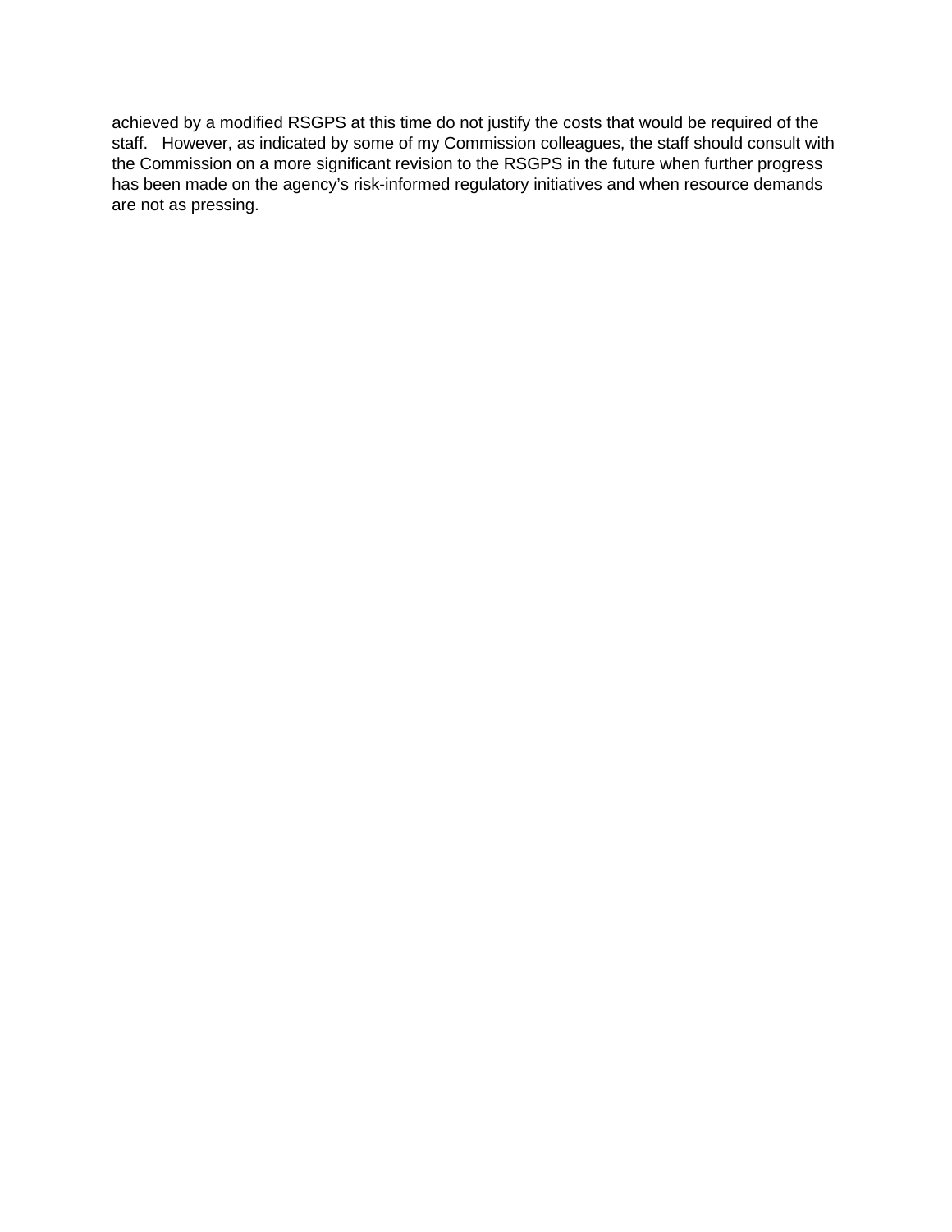achieved by a modified RSGPS at this time do not justify the costs that would be required of the staff. However, as indicated by some of my Commission colleagues, the staff should consult with the Commission on a more significant revision to the RSGPS in the future when further progress has been made on the agency's risk-informed regulatory initiatives and when resource demands are not as pressing.